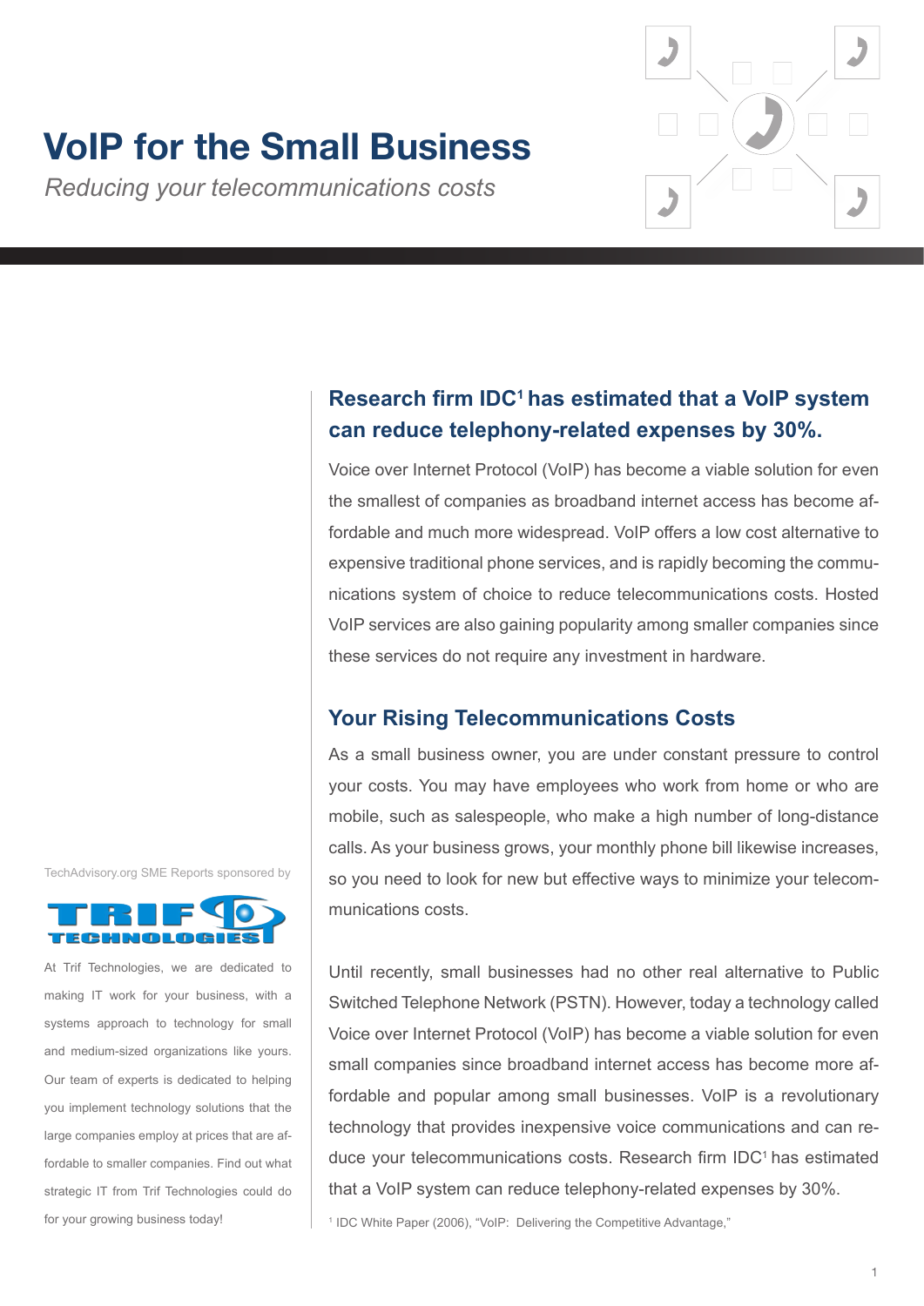# VoIP for the Small Business

*Reducing your telecommunications costs*

## Research firm IDC[1] has estimated that a VoIP system can reduce telephony-related expenses by 30%.

Voice over Internet Protocol (VoIP) has become a viable solution for even the smallest of companies as broadband internet access has become affordable and much more widespread. VoIP offers a low cost alternative to expensive traditional phone services, and is rapidly becoming the communications system of choice to reduce telecommunications costs. Hosted VoIP services are also gaining popularity among smaller companies since these services do not require any investment in hardware.

## Your Rising Telecommunications Costs

As a small business owner, you are under constant pressure to control your costs. You may have employees who work from home or who are mobile, such as salespeople, who make a high number of long-distance calls. As your business grows, your monthly phone bill likewise increases, so you need to look for new but effective ways to minimize your telecommunications costs.

Until recently, small businesses had no other real alternative to Public Switched Telephone Network (PSTN). However, today a technology called Voice over Internet Protocol (VoIP) has become a viable solution for even small companies since broadband internet access has become more affordable and popular among small businesses. VoIP is a revolutionary technology that provides inexpensive voice communications and can reduce your telecommunications costs. Research firm IDC[1] has estimated that a VoIP system can reduce telephony-related expenses by 30%.

[1] IDC White Paper (2006), "VoIP: Delivering the Competitive Advantage,"

TechAdvisory.org SME Reports sponsored by

TRIF TECHNOLOGIES

At Trif Technologies, we are dedicated to making IT work for your business, with a systems approach to technology for small and medium-sized organizations like yours. Our team of experts is dedicated to helping you implement technology solutions that the large companies employ at prices that are affordable to smaller companies. Find out what strategic IT from Trif Technologies could do for your growing business today!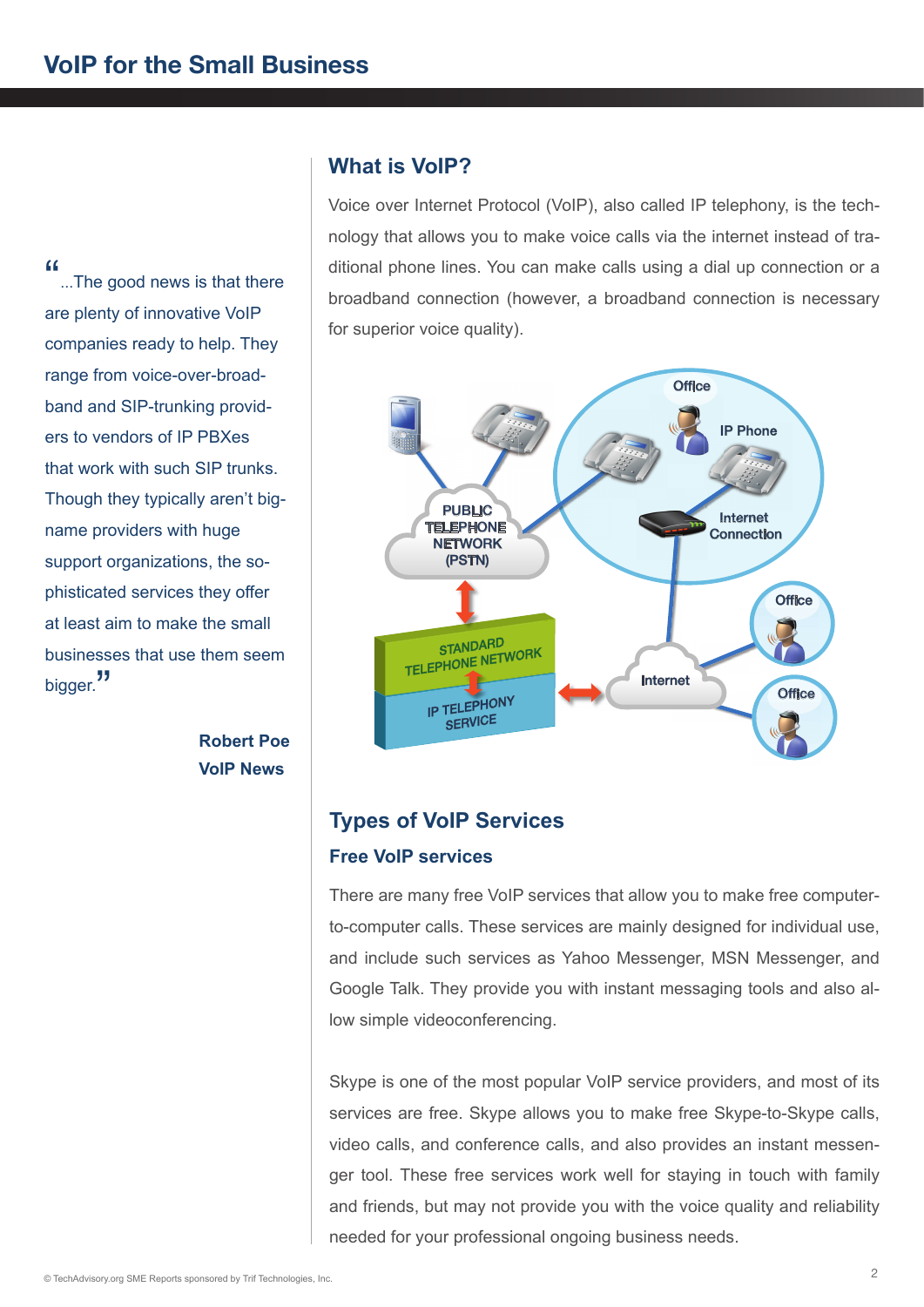> “...The good news is that there are plenty of innovative VoIP companies ready to help. They range from voice-over-broadband and SIP-trunking providers to vendors of IP PBXes that work with such SIP trunks. Though they typically aren’t big-name providers with huge support organizations, the sophisticated services they offer at least aim to make the small businesses that use them seem bigger.”
>
> **Robert Poe**
> **VoIP News**

## What is VoIP?

Voice over Internet Protocol (VoIP), also called IP telephony, is the technology that allows you to make voice calls via the internet instead of traditional phone lines. You can make calls using a dial up connection or a broadband connection (however, a broadband connection is necessary for superior voice quality).

## Types of VoIP Services

### Free VoIP services

There are many free VoIP services that allow you to make free computer-to-computer calls. These services are mainly designed for individual use, and include such services as Yahoo Messenger, MSN Messenger, and Google Talk. They provide you with instant messaging tools and also allow simple videoconferencing.

Skype is one of the most popular VoIP service providers, and most of its services are free. Skype allows you to make free Skype-to-Skype calls, video calls, and conference calls, and also provides an instant messenger tool. These free services work well for staying in touch with family and friends, but may not provide you with the voice quality and reliability needed for your professional ongoing business needs.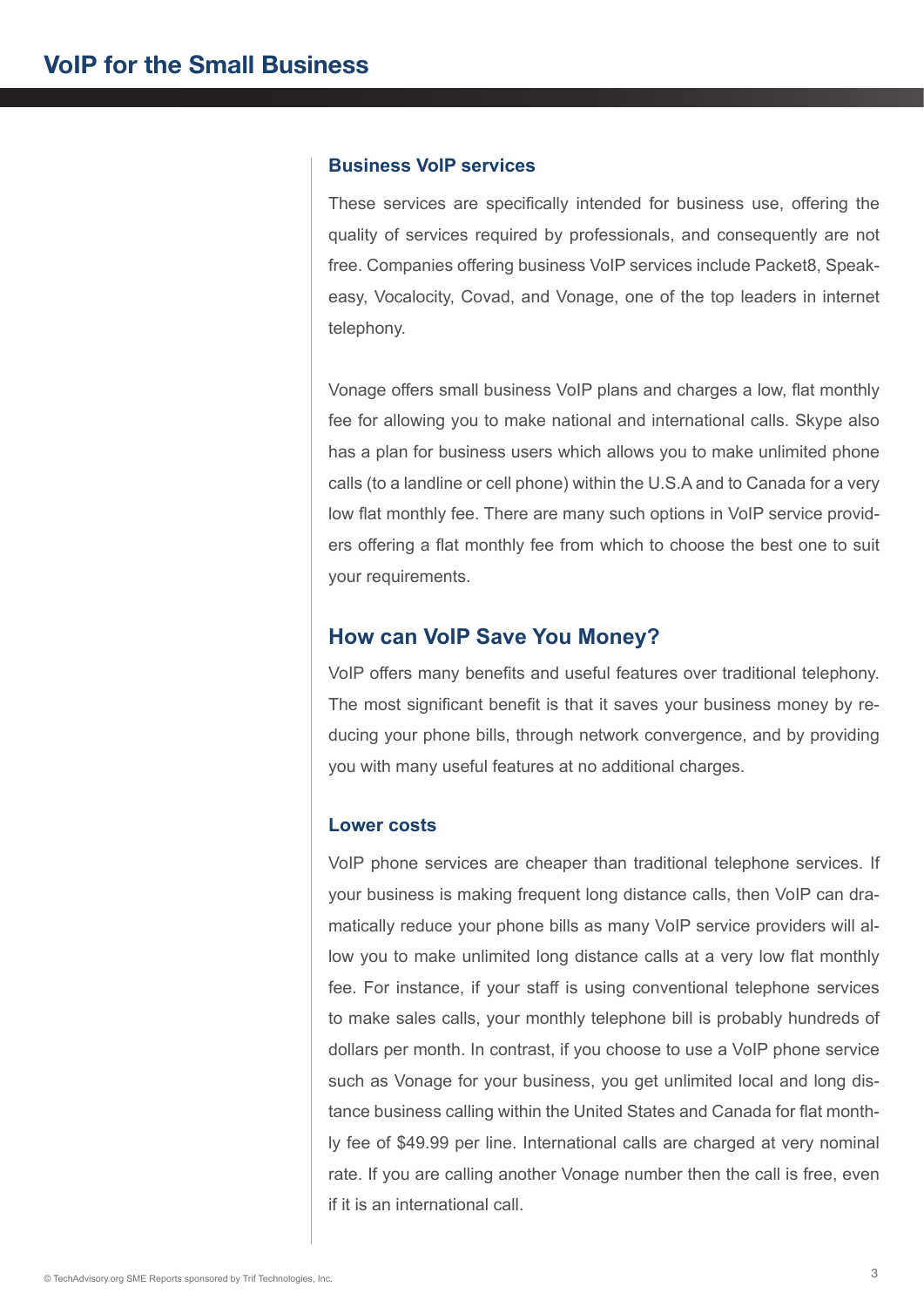### Business VoIP services

These services are specifically intended for business use, offering the quality of services required by professionals, and consequently are not free. Companies offering business VoIP services include Packet8, Speakeasy, Vocalocity, Covad, and Vonage, one of the top leaders in internet telephony.

Vonage offers small business VoIP plans and charges a low, flat monthly fee for allowing you to make national and international calls. Skype also has a plan for business users which allows you to make unlimited phone calls (to a landline or cell phone) within the U.S.A and to Canada for a very low flat monthly fee. There are many such options in VoIP service providers offering a flat monthly fee from which to choose the best one to suit your requirements.

## How can VoIP Save You Money?

VoIP offers many benefits and useful features over traditional telephony. The most significant benefit is that it saves your business money by reducing your phone bills, through network convergence, and by providing you with many useful features at no additional charges.

### Lower costs

VoIP phone services are cheaper than traditional telephone services. If your business is making frequent long distance calls, then VoIP can dramatically reduce your phone bills as many VoIP service providers will allow you to make unlimited long distance calls at a very low flat monthly fee. For instance, if your staff is using conventional telephone services to make sales calls, your monthly telephone bill is probably hundreds of dollars per month. In contrast, if you choose to use a VoIP phone service such as Vonage for your business, you get unlimited local and long distance business calling within the United States and Canada for flat monthly fee of $49.99 per line. International calls are charged at very nominal rate. If you are calling another Vonage number then the call is free, even if it is an international call.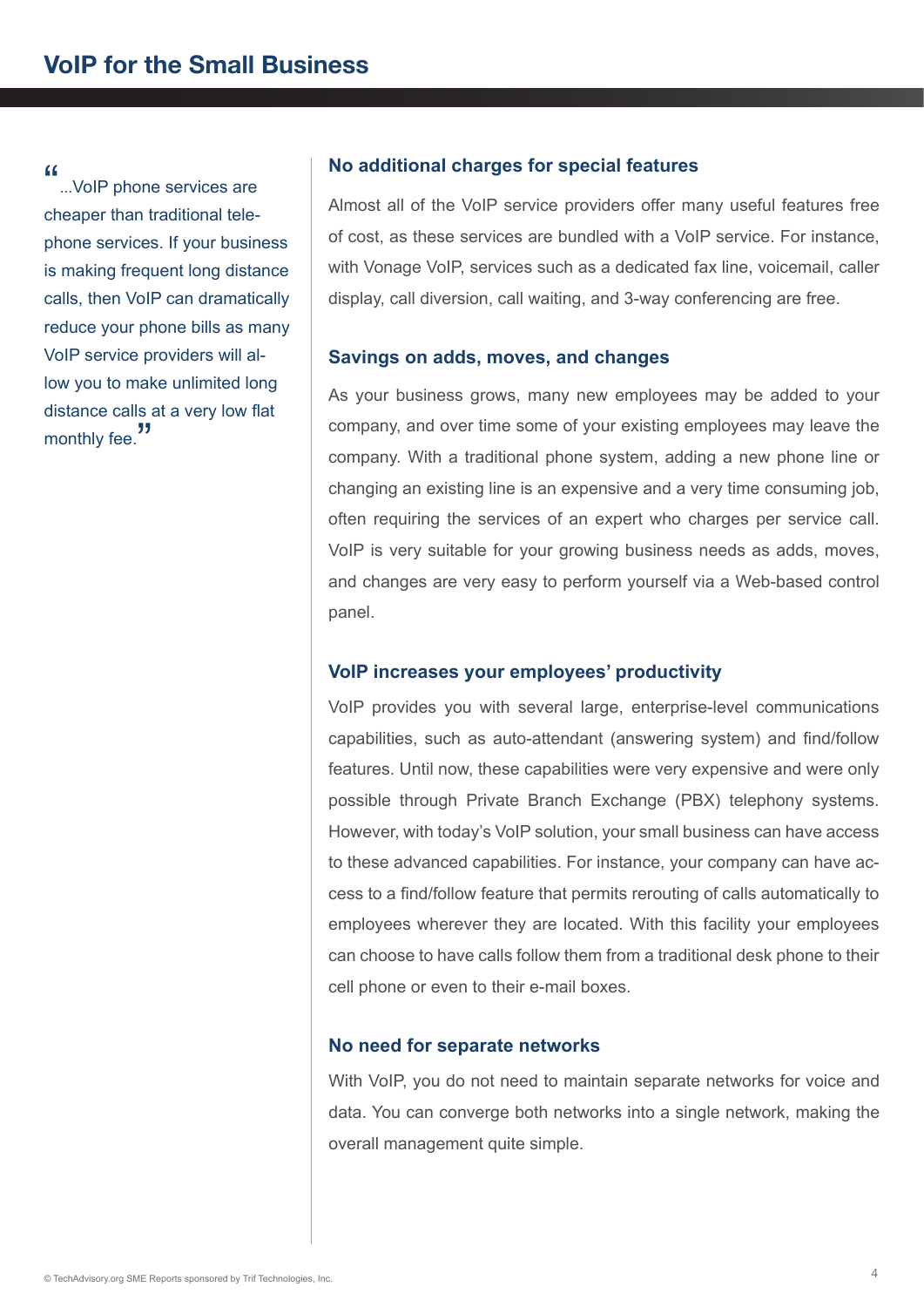> "...VoIP phone services are cheaper than traditional telephone services. If your business is making frequent long distance calls, then VoIP can dramatically reduce your phone bills as many VoIP service providers will allow you to make unlimited long distance calls at a very low flat monthly fee."

### No additional charges for special features

Almost all of the VoIP service providers offer many useful features free of cost, as these services are bundled with a VoIP service. For instance, with Vonage VoIP, services such as a dedicated fax line, voicemail, caller display, call diversion, call waiting, and 3-way conferencing are free.

### Savings on adds, moves, and changes

As your business grows, many new employees may be added to your company, and over time some of your existing employees may leave the company. With a traditional phone system, adding a new phone line or changing an existing line is an expensive and a very time consuming job, often requiring the services of an expert who charges per service call. VoIP is very suitable for your growing business needs as adds, moves, and changes are very easy to perform yourself via a Web-based control panel.

### VoIP increases your employees' productivity

VoIP provides you with several large, enterprise-level communications capabilities, such as auto-attendant (answering system) and find/follow features. Until now, these capabilities were very expensive and were only possible through Private Branch Exchange (PBX) telephony systems. However, with today's VoIP solution, your small business can have access to these advanced capabilities. For instance, your company can have access to a find/follow feature that permits rerouting of calls automatically to employees wherever they are located. With this facility your employees can choose to have calls follow them from a traditional desk phone to their cell phone or even to their e-mail boxes.

### No need for separate networks

With VoIP, you do not need to maintain separate networks for voice and data. You can converge both networks into a single network, making the overall management quite simple.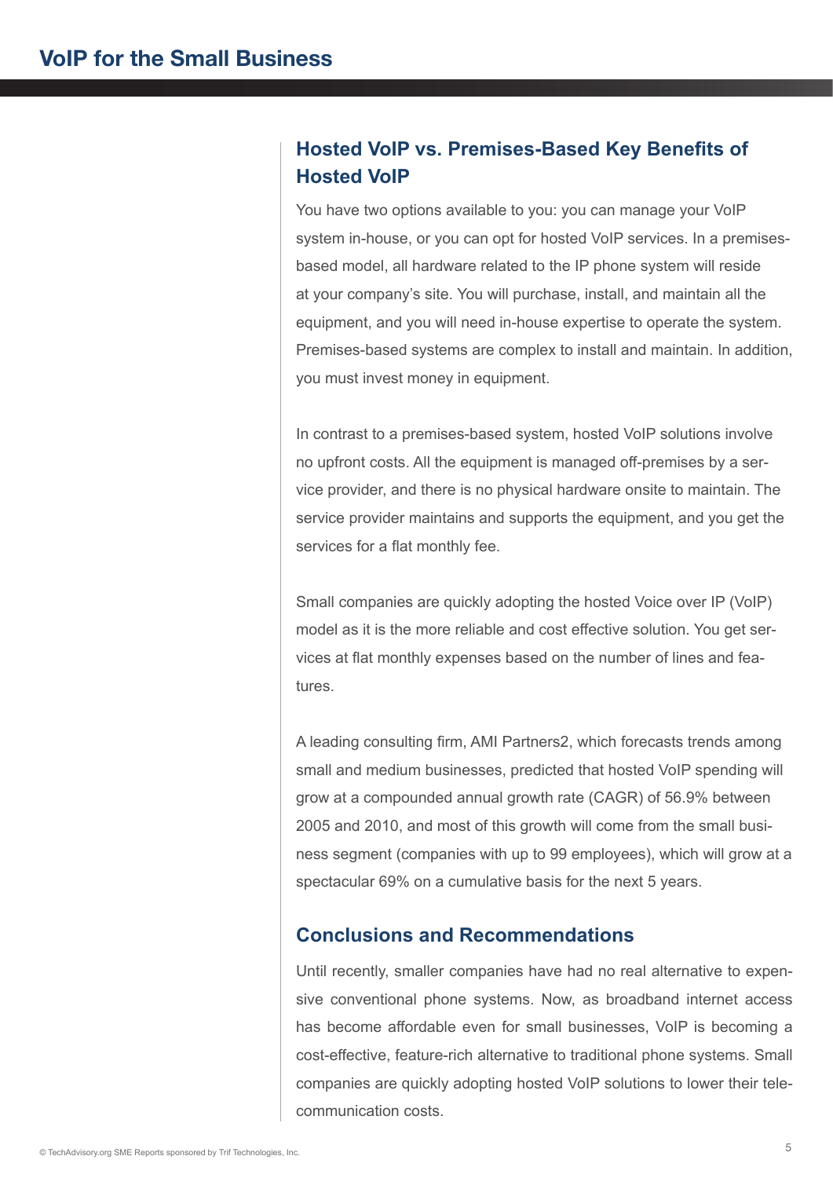## Hosted VoIP vs. Premises-Based Key Benefits of Hosted VoIP

You have two options available to you: you can manage your VoIP system in-house, or you can opt for hosted VoIP services. In a premises-based model, all hardware related to the IP phone system will reside at your company's site. You will purchase, install, and maintain all the equipment, and you will need in-house expertise to operate the system. Premises-based systems are complex to install and maintain. In addition, you must invest money in equipment.

In contrast to a premises-based system, hosted VoIP solutions involve no upfront costs. All the equipment is managed off-premises by a service provider, and there is no physical hardware onsite to maintain. The service provider maintains and supports the equipment, and you get the services for a flat monthly fee.

Small companies are quickly adopting the hosted Voice over IP (VoIP) model as it is the more reliable and cost effective solution. You get services at flat monthly expenses based on the number of lines and features.

A leading consulting firm, AMI Partners2, which forecasts trends among small and medium businesses, predicted that hosted VoIP spending will grow at a compounded annual growth rate (CAGR) of 56.9% between 2005 and 2010, and most of this growth will come from the small business segment (companies with up to 99 employees), which will grow at a spectacular 69% on a cumulative basis for the next 5 years.

## Conclusions and Recommendations

Until recently, smaller companies have had no real alternative to expensive conventional phone systems. Now, as broadband internet access has become affordable even for small businesses, VoIP is becoming a cost-effective, feature-rich alternative to traditional phone systems. Small companies are quickly adopting hosted VoIP solutions to lower their telecommunication costs.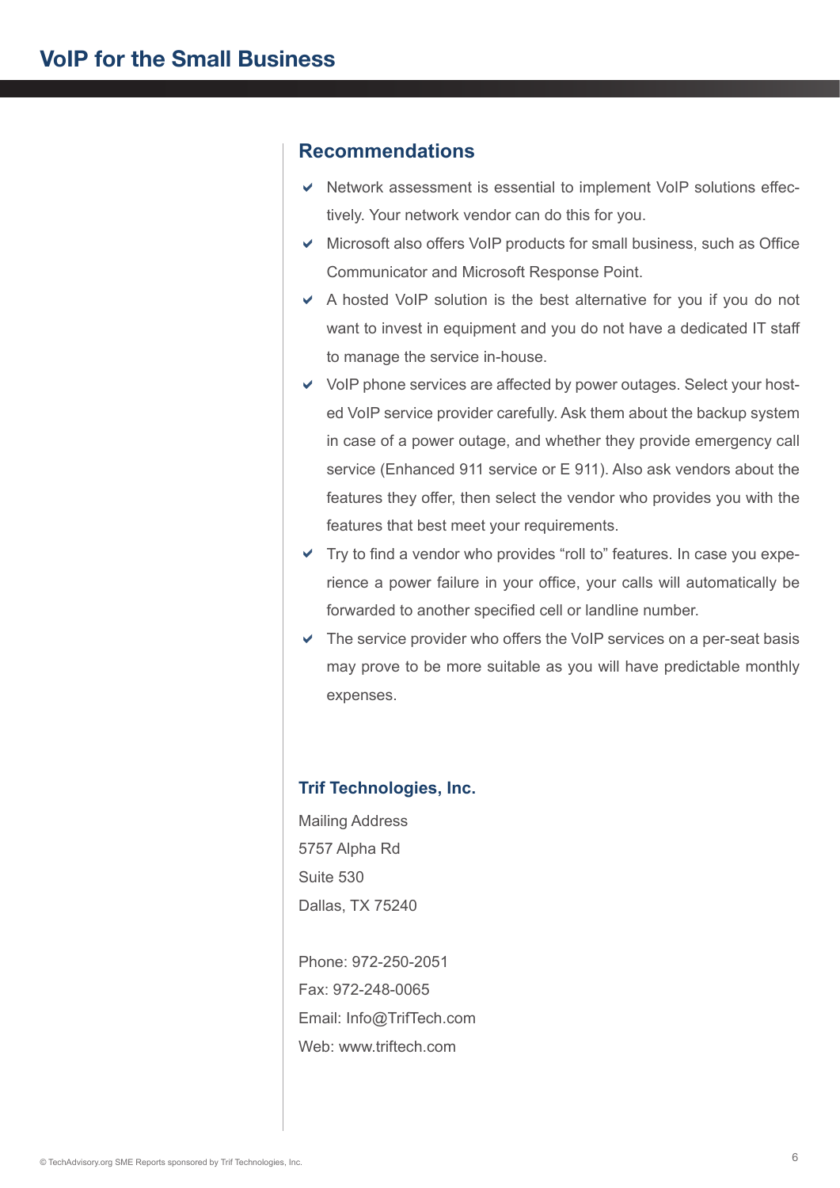## Recommendations

- Network assessment is essential to implement VoIP solutions effectively. Your network vendor can do this for you.
- Microsoft also offers VoIP products for small business, such as Office Communicator and Microsoft Response Point.
- A hosted VoIP solution is the best alternative for you if you do not want to invest in equipment and you do not have a dedicated IT staff to manage the service in-house.
- VoIP phone services are affected by power outages. Select your hosted VoIP service provider carefully. Ask them about the backup system in case of a power outage, and whether they provide emergency call service (Enhanced 911 service or E 911). Also ask vendors about the features they offer, then select the vendor who provides you with the features that best meet your requirements.
- Try to find a vendor who provides "roll to" features. In case you experience a power failure in your office, your calls will automatically be forwarded to another specified cell or landline number.
- The service provider who offers the VoIP services on a per-seat basis may prove to be more suitable as you will have predictable monthly expenses.

### Trif Technologies, Inc.

Mailing Address
5757 Alpha Rd
Suite 530
Dallas, TX 75240

Phone: 972-250-2051
Fax: 972-248-0065
Email: Info@TrifTech.com
Web: www.triftech.com

© TechAdvisory.org SME Reports sponsored by Trif Technologies, Inc.